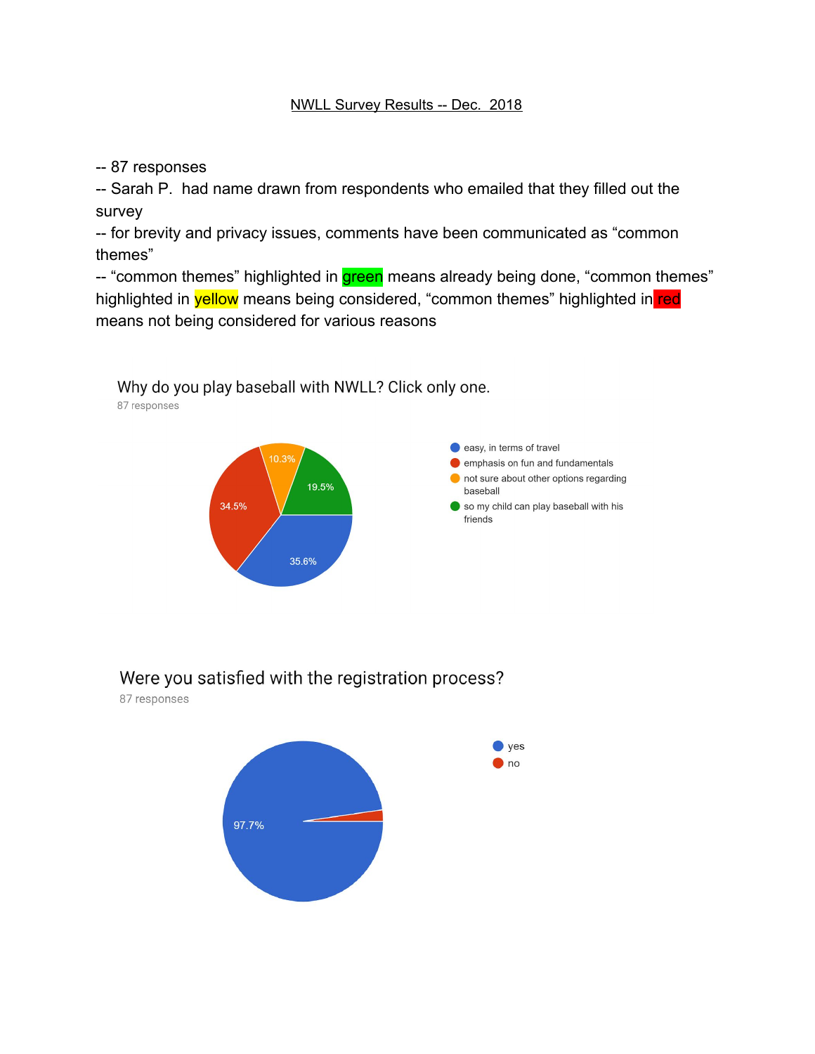# NWLL Survey Results -- Dec. 2018

-- 87 responses

-- Sarah P. had name drawn from respondents who emailed that they filled out the survey

-- for brevity and privacy issues, comments have been communicated as "common themes"

-- "common themes" highlighted in green means already being done, "common themes" highlighted in yellow means being considered, "common themes" highlighted in red means not being considered for various reasons

## Why do you play baseball with NWLL? Click only one.

87 responses

- easy, in terms of travel: 35.6%
- emphasis on fun and fundamentals: 34.5%
- not sure about other options regarding baseball: 10.3%
- so my child can play baseball with his friends: 19.5%

## Were you satisfied with the registration process?

87 responses

- yes: 97.7%
- no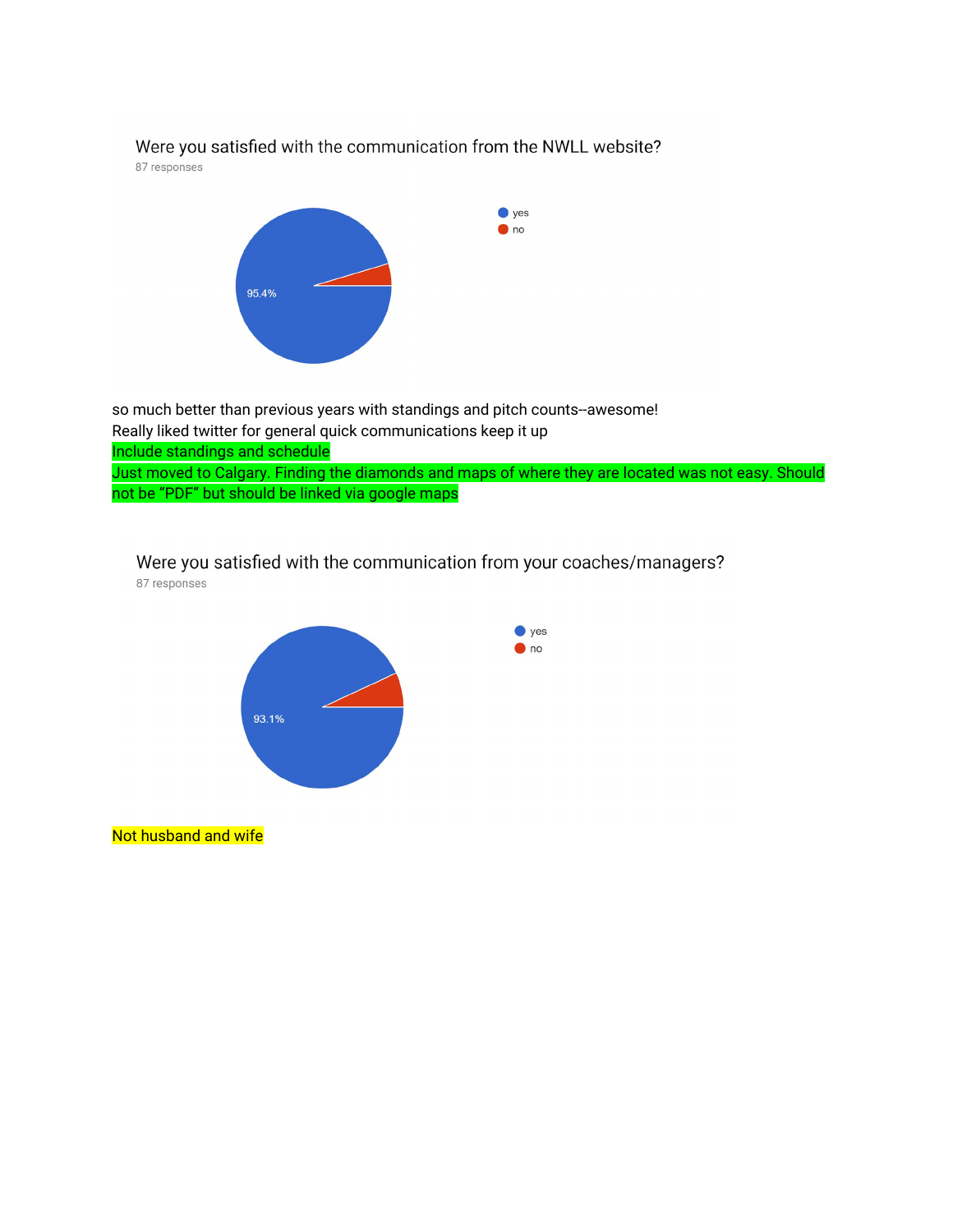Were you satisfied with the communication from the NWLL website?

87 responses

- yes: 95.4%
- no

so much better than previous years with standings and pitch counts--awesome!

Really liked twitter for general quick communications keep it up

Include standings and schedule

Just moved to Calgary. Finding the diamonds and maps of where they are located was not easy. Should not be "PDF" but should be linked via google maps

Were you satisfied with the communication from your coaches/managers?

87 responses

- yes: 93.1%
- no

Not husband and wife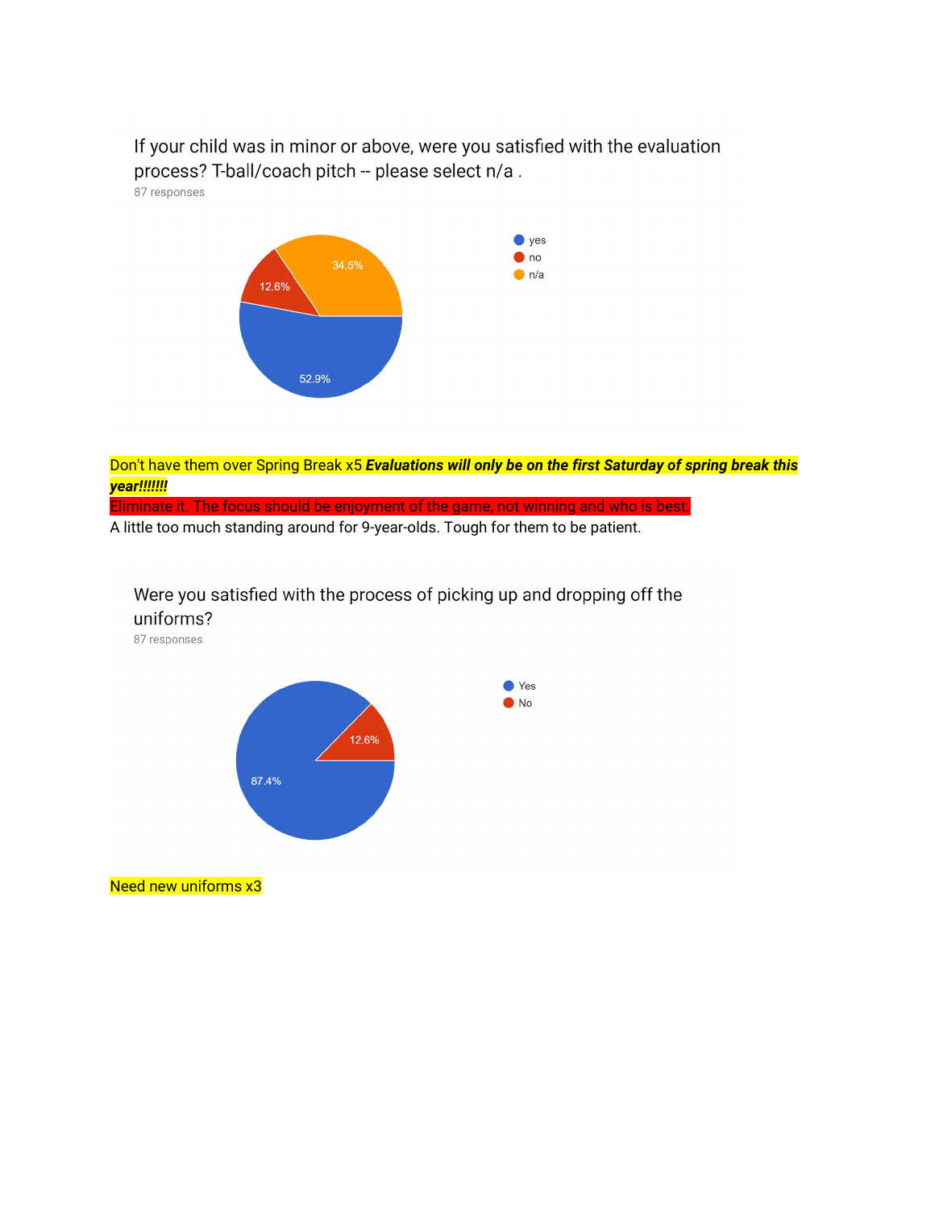If your child was in minor or above, were you satisfied with the evaluation process? T-ball/coach pitch -- please select n/a .

87 responses

- yes: 52.9%
- no: 12.6%
- n/a: 34.5%

Don't have them over Spring Break x5 ***Evaluations will only be on the first Saturday of spring break this year!!!!!!!***

Eliminate it. The focus should be enjoyment of the game, not winning and who is best.

A little too much standing around for 9-year-olds. Tough for them to be patient.

Were you satisfied with the process of picking up and dropping off the uniforms?

87 responses

- Yes: 87.4%
- No: 12.6%

Need new uniforms x3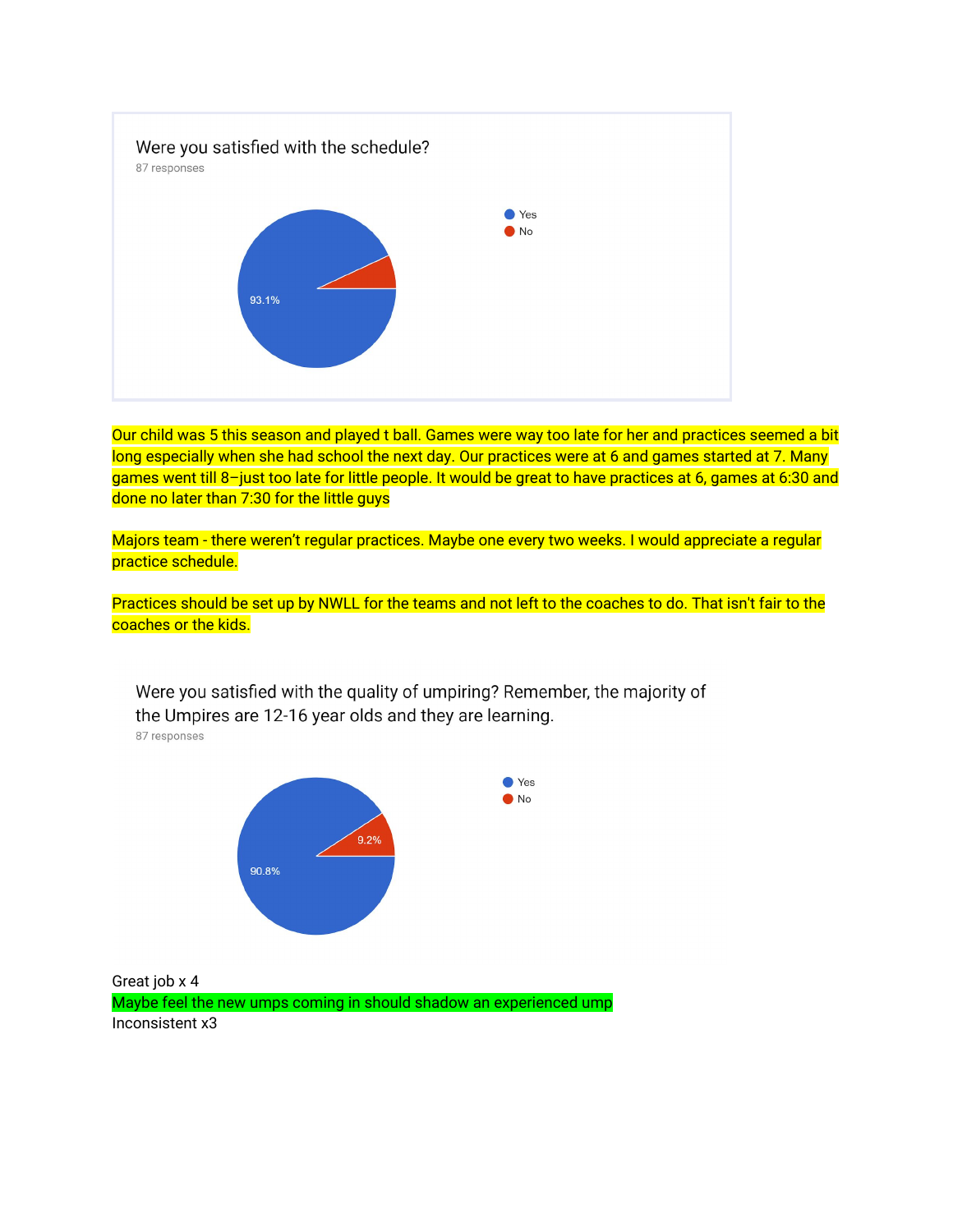Were you satisfied with the schedule?

87 responses

- Yes: 93.1%
- No

Our child was 5 this season and played t ball. Games were way too late for her and practices seemed a bit long especially when she had school the next day. Our practices were at 6 and games started at 7. Many games went till 8–just too late for little people. It would be great to have practices at 6, games at 6:30 and done no later than 7:30 for the little guys

Majors team - there weren't regular practices. Maybe one every two weeks. I would appreciate a regular practice schedule.

Practices should be set up by NWLL for the teams and not left to the coaches to do. That isn't fair to the coaches or the kids.

Were you satisfied with the quality of umpiring? Remember, the majority of the Umpires are 12-16 year olds and they are learning.

87 responses

- Yes: 90.8%
- No: 9.2%

Great job x 4
Maybe feel the new umps coming in should shadow an experienced ump
Inconsistent x3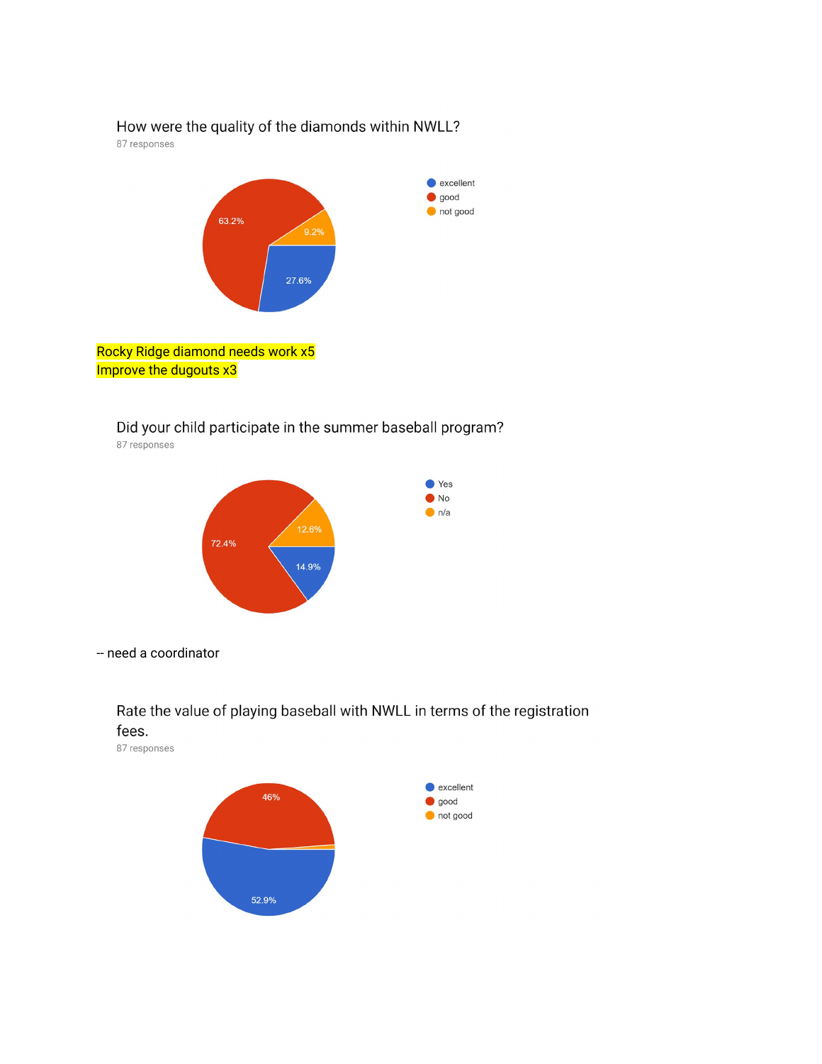How were the quality of the diamonds within NWLL?

87 responses

| Response | Percentage |
| --- | --- |
| excellent | 27.6% |
| good | 63.2% |
| not good | 9.2% |

Rocky Ridge diamond needs work x5
Improve the dugouts x3

Did your child participate in the summer baseball program?

87 responses

| Response | Percentage |
| --- | --- |
| Yes | 14.9% |
| No | 72.4% |
| n/a | 12.6% |

-- need a coordinator

Rate the value of playing baseball with NWLL in terms of the registration fees.

87 responses

| Response | Percentage |
| --- | --- |
| excellent | 52.9% |
| good | 46% |
| not good | |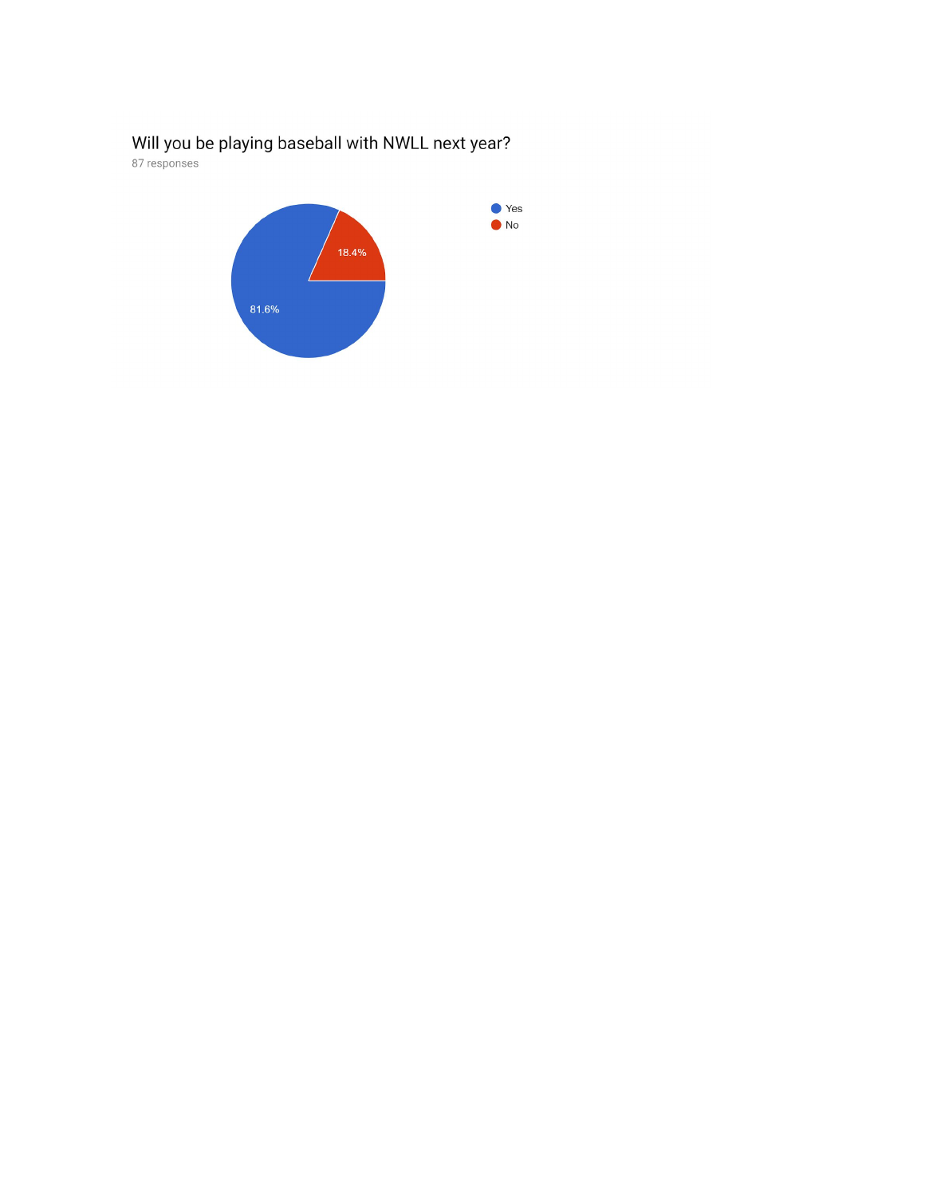Will you be playing baseball with NWLL next year?

87 responses

Yes

No

18.4%

81.6%